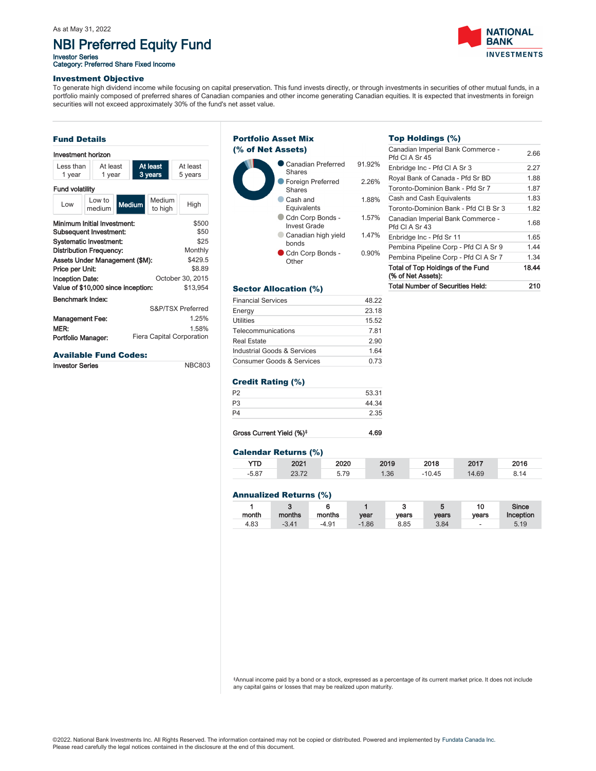As at May 31, 2022

# NBI Preferred Equity Fund

Investor Series
Category: Preferred Share Fixed Income

NATIONAL BANK INVESTMENTS

## Investment Objective

To generate high dividend income while focusing on capital preservation. This fund invests directly, or through investments in securities of other mutual funds, in a portfolio mainly composed of preferred shares of Canadian companies and other income generating Canadian equities. It is expected that investments in foreign securities will not exceed approximately 30% of the fund's net asset value.

## Fund Details

Investment horizon

| Less than 1 year | At least 1 year | **At least 3 years** | At least 5 years |
|---|---|---|---|

Fund volatility

| Low | Low to medium | **Medium** | Medium to high | High |
|---|---|---|---|---|

| | |
|---|---|
| Minimum Initial Investment: | $500 |
| Subsequent Investment: | $50 |
| Systematic Investment: | $25 |
| Distribution Frequency: | Monthly |
| Assets Under Management ($M): | $429.5 |
| Price per Unit: | $8.89 |
| Inception Date: | October 30, 2015 |
| Value of $10,000 since inception: | $13,954 |
| Benchmark Index: | S&P/TSX Preferred |
| Management Fee: | 1.25% |
| MER: | 1.58% |
| Portfolio Manager: | Fiera Capital Corporation |

## Available Fund Codes:

| | |
|---|---|
| Investor Series | NBC803 |

## Portfolio Asset Mix (% of Net Assets)

| | |
|---|---|
| Canadian Preferred Shares | 91.92% |
| Foreign Preferred Shares | 2.26% |
| Cash and Equivalents | 1.88% |
| Cdn Corp Bonds - Invest Grade | 1.57% |
| Canadian high yield bonds | 1.47% |
| Cdn Corp Bonds - Other | 0.90% |

## Sector Allocation (%)

| | |
|---|---|
| Financial Services | 48.22 |
| Energy | 23.18 |
| Utilities | 15.52 |
| Telecommunications | 7.81 |
| Real Estate | 2.90 |
| Industrial Goods & Services | 1.64 |
| Consumer Goods & Services | 0.73 |

## Credit Rating (%)

| | |
|---|---|
| P2 | 53.31 |
| P3 | 44.34 |
| P4 | 2.35 |
| **Gross Current Yield (%)‡** | **4.69** |

## Top Holdings (%)

| | |
|---|---|
| Canadian Imperial Bank Commerce - Pfd Cl A Sr 45 | 2.66 |
| Enbridge Inc - Pfd Cl A Sr 3 | 2.27 |
| Royal Bank of Canada - Pfd Sr BD | 1.88 |
| Toronto-Dominion Bank - Pfd Sr 7 | 1.87 |
| Cash and Cash Equivalents | 1.83 |
| Toronto-Dominion Bank - Pfd Cl B Sr 3 | 1.82 |
| Canadian Imperial Bank Commerce - Pfd Cl A Sr 43 | 1.68 |
| Enbridge Inc - Pfd Sr 11 | 1.65 |
| Pembina Pipeline Corp - Pfd Cl A Sr 9 | 1.44 |
| Pembina Pipeline Corp - Pfd Cl A Sr 7 | 1.34 |
| **Total of Top Holdings of the Fund (% of Net Assets):** | **18.44** |
| **Total Number of Securities Held:** | **210** |

## Calendar Returns (%)

| YTD | 2021 | 2020 | 2019 | 2018 | 2017 | 2016 |
|---|---|---|---|---|---|---|
| -5.87 | 23.72 | 5.79 | 1.36 | -10.45 | 14.69 | 8.14 |

## Annualized Returns (%)

| 1 month | 3 months | 6 months | 1 year | 3 years | 5 years | 10 years | Since Inception |
|---|---|---|---|---|---|---|---|
| 4.83 | -3.41 | -4.91 | -1.86 | 8.85 | 3.84 | - | 5.19 |

‡Annual income paid by a bond or a stock, expressed as a percentage of its current market price. It does not include any capital gains or losses that may be realized upon maturity.

©2022. National Bank Investments Inc. All Rights Reserved. The information contained may not be copied or distributed. Powered and implemented by Fundata Canada Inc.
Please read carefully the legal notices contained in the disclosure at the end of this document.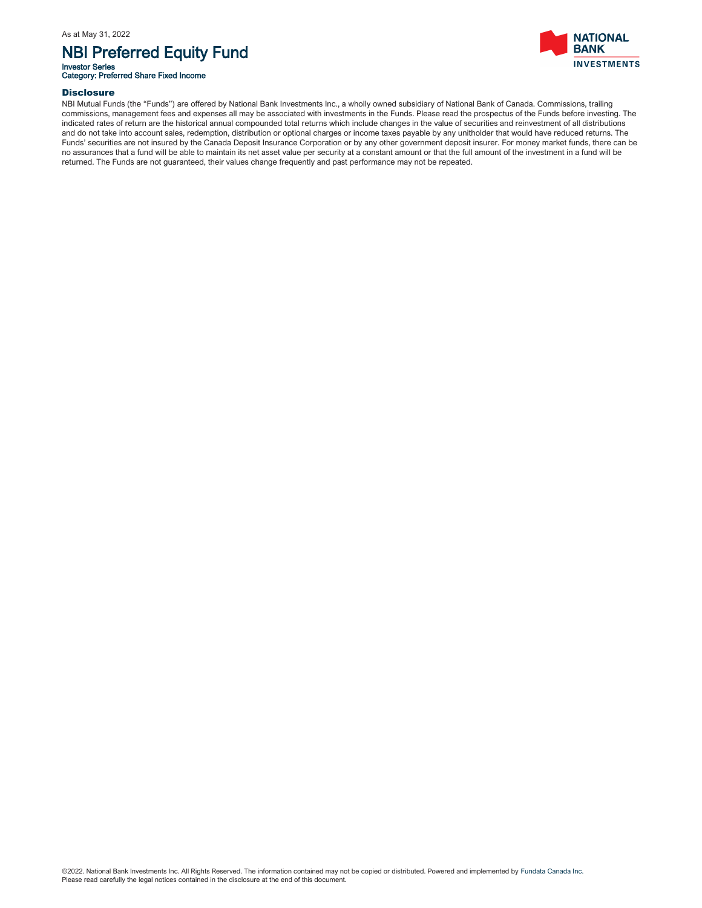As at May 31, 2022

# NBI Preferred Equity Fund

**Investor Series**
**Category: Preferred Share Fixed Income**

### Disclosure

NBI Mutual Funds (the "Funds") are offered by National Bank Investments Inc., a wholly owned subsidiary of National Bank of Canada. Commissions, trailing commissions, management fees and expenses all may be associated with investments in the Funds. Please read the prospectus of the Funds before investing. The indicated rates of return are the historical annual compounded total returns which include changes in the value of securities and reinvestment of all distributions and do not take into account sales, redemption, distribution or optional charges or income taxes payable by any unitholder that would have reduced returns. The Funds' securities are not insured by the Canada Deposit Insurance Corporation or by any other government deposit insurer. For money market funds, there can be no assurances that a fund will be able to maintain its net asset value per security at a constant amount or that the full amount of the investment in a fund will be returned. The Funds are not guaranteed, their values change frequently and past performance may not be repeated.

©2022. National Bank Investments Inc. All Rights Reserved. The information contained may not be copied or distributed. Powered and implemented by Fundata Canada Inc.
Please read carefully the legal notices contained in the disclosure at the end of this document.